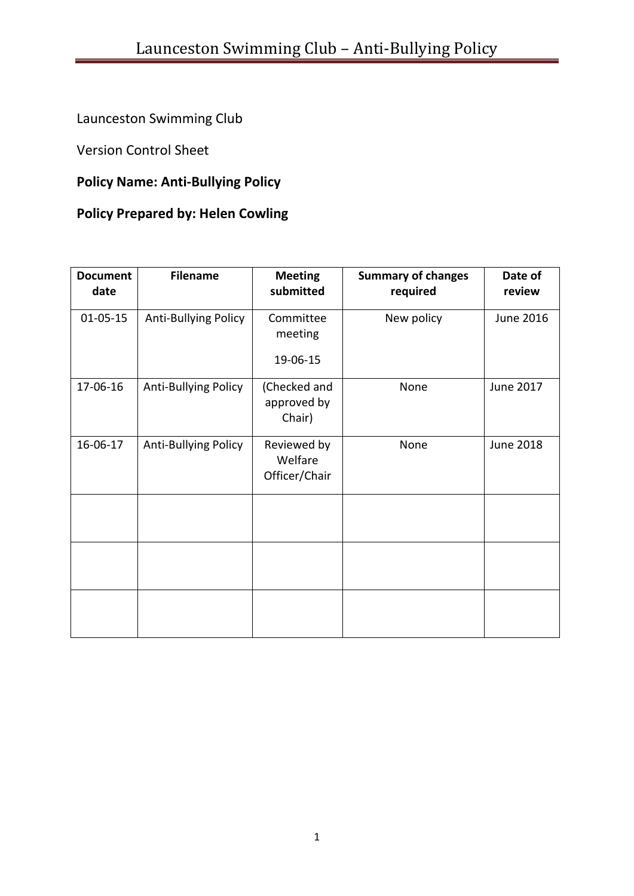Launceston Swimming Club

Version Control Sheet

**Policy Name: Anti-Bullying Policy**

**Policy Prepared by: Helen Cowling**

| **Document date** | **Filename** | **Meeting submitted** | **Summary of changes required** | **Date of review** |
|---|---|---|---|---|
| 01-05-15 | Anti-Bullying Policy | Committee meeting 19-06-15 | New policy | June 2016 |
| 17-06-16 | Anti-Bullying Policy | (Checked and approved by Chair) | None | June 2017 |
| 16-06-17 | Anti-Bullying Policy | Reviewed by Welfare Officer/Chair | None | June 2018 |
| | | | | |
| | | | | |
| | | | | |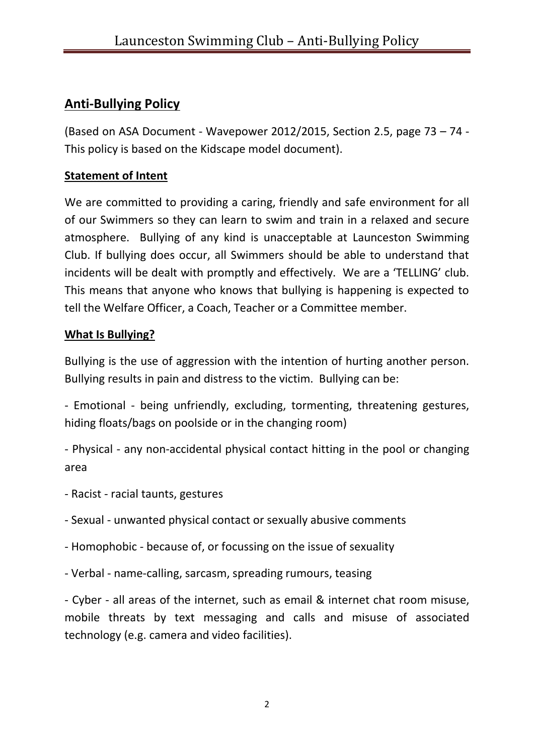## Anti-Bullying Policy

(Based on ASA Document - Wavepower 2012/2015, Section 2.5, page 73 – 74 - This policy is based on the Kidscape model document).

### Statement of Intent

We are committed to providing a caring, friendly and safe environment for all of our Swimmers so they can learn to swim and train in a relaxed and secure atmosphere. Bullying of any kind is unacceptable at Launceston Swimming Club. If bullying does occur, all Swimmers should be able to understand that incidents will be dealt with promptly and effectively. We are a 'TELLING' club. This means that anyone who knows that bullying is happening is expected to tell the Welfare Officer, a Coach, Teacher or a Committee member.

### What Is Bullying?

Bullying is the use of aggression with the intention of hurting another person. Bullying results in pain and distress to the victim. Bullying can be:

- Emotional - being unfriendly, excluding, tormenting, threatening gestures, hiding floats/bags on poolside or in the changing room)
- Physical - any non-accidental physical contact hitting in the pool or changing area
- Racist - racial taunts, gestures
- Sexual - unwanted physical contact or sexually abusive comments
- Homophobic - because of, or focussing on the issue of sexuality
- Verbal - name-calling, sarcasm, spreading rumours, teasing
- Cyber - all areas of the internet, such as email & internet chat room misuse, mobile threats by text messaging and calls and misuse of associated technology (e.g. camera and video facilities).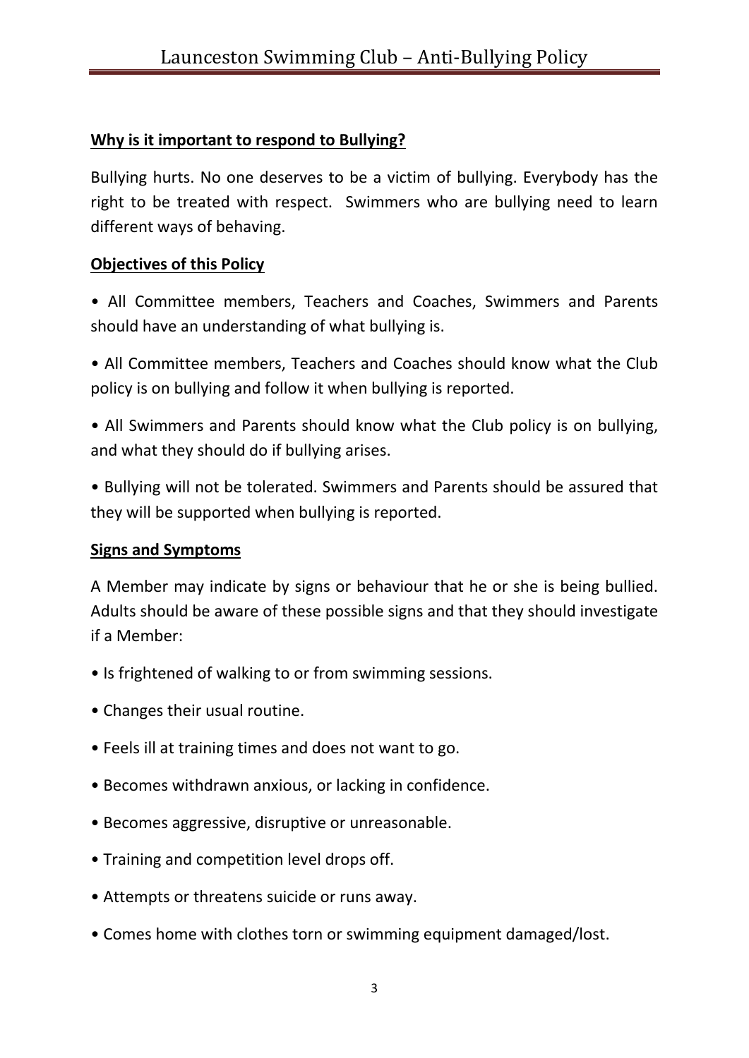## Why is it important to respond to Bullying?

Bullying hurts. No one deserves to be a victim of bullying. Everybody has the right to be treated with respect. Swimmers who are bullying need to learn different ways of behaving.

## Objectives of this Policy

- All Committee members, Teachers and Coaches, Swimmers and Parents should have an understanding of what bullying is.
- All Committee members, Teachers and Coaches should know what the Club policy is on bullying and follow it when bullying is reported.
- All Swimmers and Parents should know what the Club policy is on bullying, and what they should do if bullying arises.
- Bullying will not be tolerated. Swimmers and Parents should be assured that they will be supported when bullying is reported.

## Signs and Symptoms

A Member may indicate by signs or behaviour that he or she is being bullied. Adults should be aware of these possible signs and that they should investigate if a Member:

- Is frightened of walking to or from swimming sessions.
- Changes their usual routine.
- Feels ill at training times and does not want to go.
- Becomes withdrawn anxious, or lacking in confidence.
- Becomes aggressive, disruptive or unreasonable.
- Training and competition level drops off.
- Attempts or threatens suicide or runs away.
- Comes home with clothes torn or swimming equipment damaged/lost.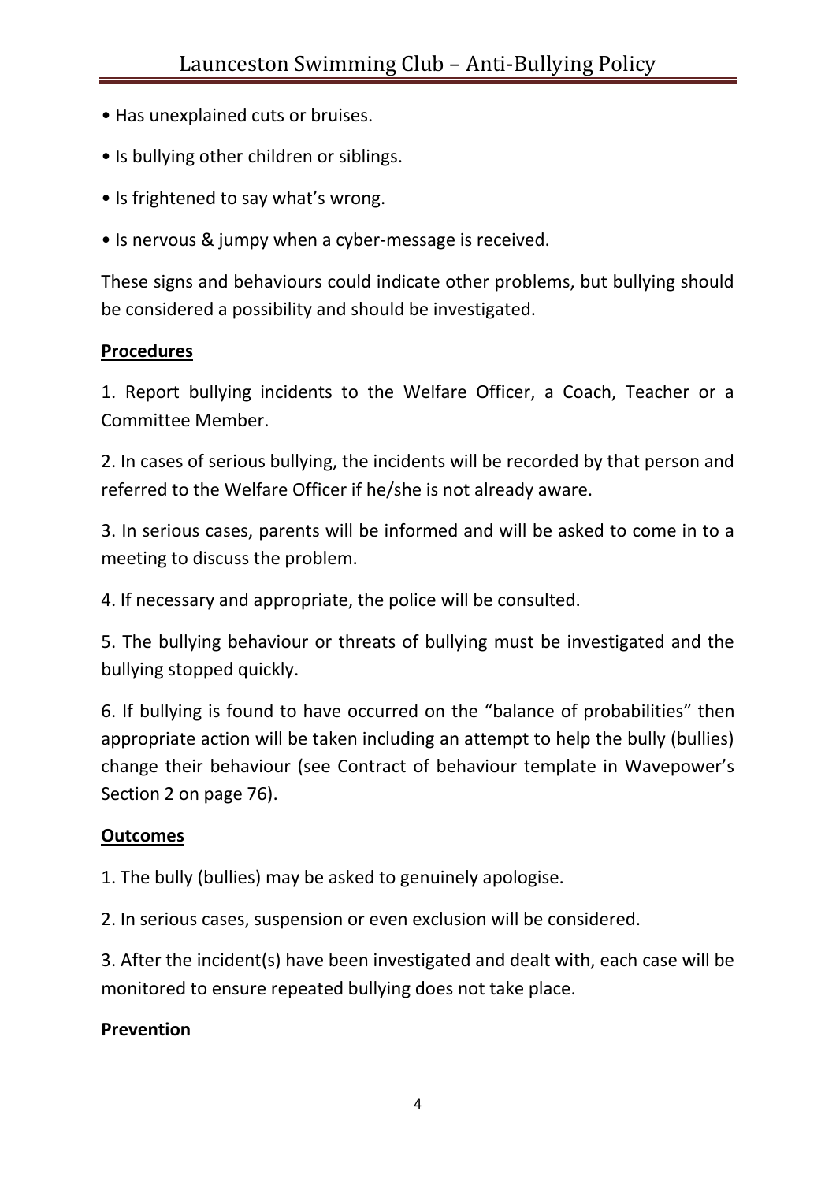- Has unexplained cuts or bruises.
- Is bullying other children or siblings.
- Is frightened to say what's wrong.
- Is nervous & jumpy when a cyber-message is received.

These signs and behaviours could indicate other problems, but bullying should be considered a possibility and should be investigated.

**Procedures**

1. Report bullying incidents to the Welfare Officer, a Coach, Teacher or a Committee Member.

2. In cases of serious bullying, the incidents will be recorded by that person and referred to the Welfare Officer if he/she is not already aware.

3. In serious cases, parents will be informed and will be asked to come in to a meeting to discuss the problem.

4. If necessary and appropriate, the police will be consulted.

5. The bullying behaviour or threats of bullying must be investigated and the bullying stopped quickly.

6. If bullying is found to have occurred on the "balance of probabilities" then appropriate action will be taken including an attempt to help the bully (bullies) change their behaviour (see Contract of behaviour template in Wavepower's Section 2 on page 76).

**Outcomes**

1. The bully (bullies) may be asked to genuinely apologise.

2. In serious cases, suspension or even exclusion will be considered.

3. After the incident(s) have been investigated and dealt with, each case will be monitored to ensure repeated bullying does not take place.

**Prevention**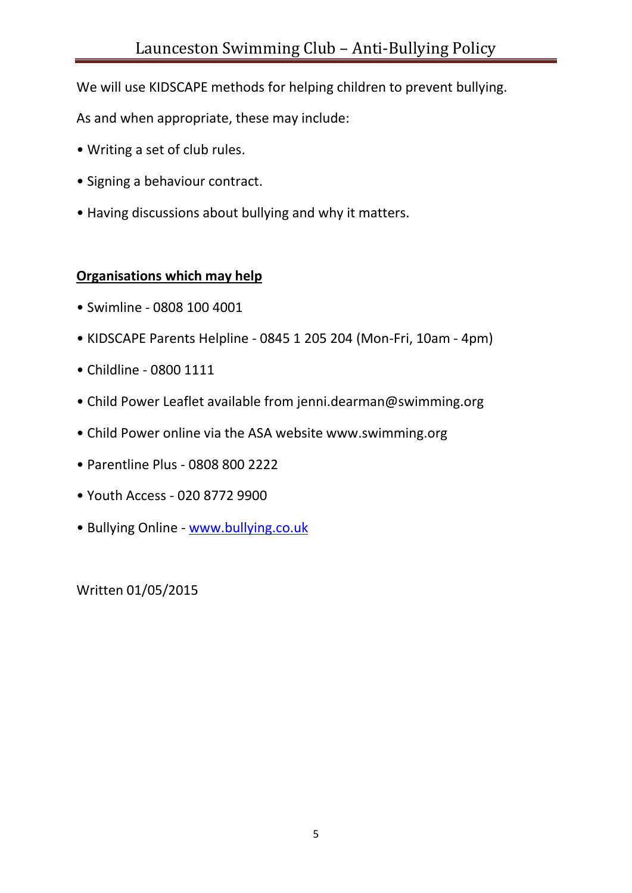We will use KIDSCAPE methods for helping children to prevent bullying.

As and when appropriate, these may include:

- Writing a set of club rules.
- Signing a behaviour contract.
- Having discussions about bullying and why it matters.

**Organisations which may help**

- Swimline - 0808 100 4001
- KIDSCAPE Parents Helpline - 0845 1 205 204 (Mon-Fri, 10am - 4pm)
- Childline - 0800 1111
- Child Power Leaflet available from jenni.dearman@swimming.org
- Child Power online via the ASA website www.swimming.org
- Parentline Plus - 0808 800 2222
- Youth Access - 020 8772 9900
- Bullying Online - www.bullying.co.uk

Written 01/05/2015